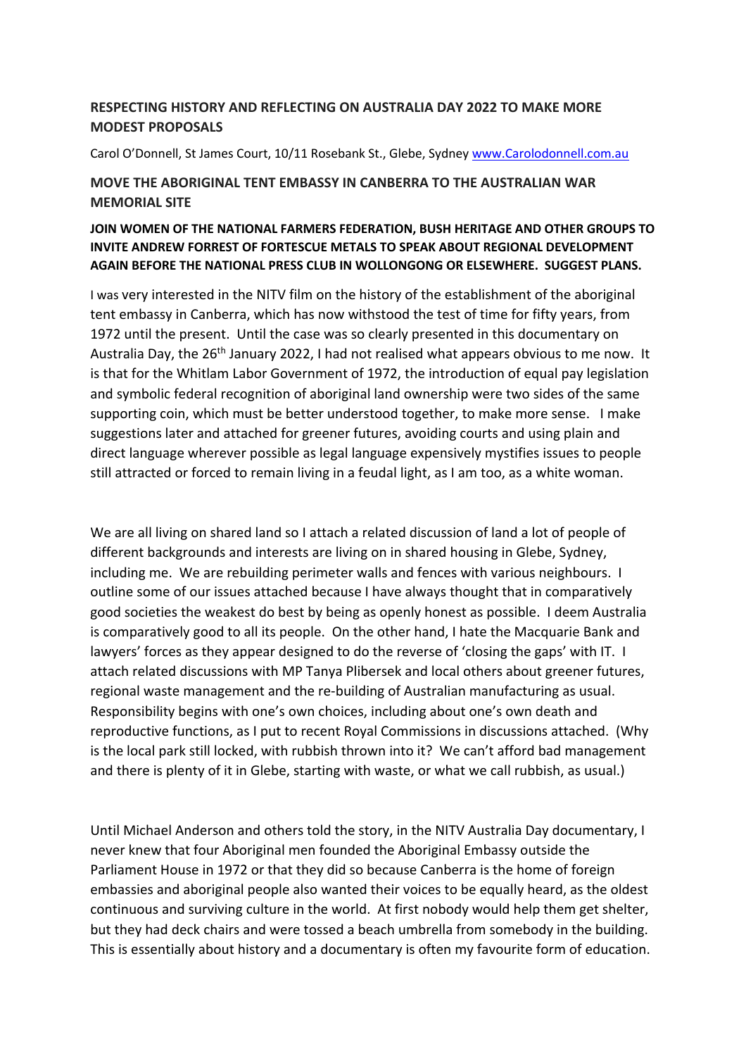## RESPECTING HISTORY AND REFLECTING ON AUSTRALIA DAY 2022 TO MAKE MORE MODEST PROPOSALS

Carol O'Donnell, St James Court, 10/11 Rosebank St., Glebe, Sydney www.Carolodonnell.com.au

## MOVE THE ABORIGINAL TENT EMBASSY IN CANBERRA TO THE AUSTRALIAN WAR MEMORIAL SITE

### JOIN WOMEN OF THE NATIONAL FARMERS FEDERATION, BUSH HERITAGE AND OTHER GROUPS TO INVITE ANDREW FORREST OF FORTESCUE METALS TO SPEAK ABOUT REGIONAL DEVELOPMENT AGAIN BEFORE THE NATIONAL PRESS CLUB IN WOLLONGONG OR ELSEWHERE. SUGGEST PLANS.

I was very interested in the NITV film on the history of the establishment of the aboriginal tent embassy in Canberra, which has now withstood the test of time for fifty years, from 1972 until the present. Until the case was so clearly presented in this documentary on Australia Day, the 26th January 2022, I had not realised what appears obvious to me now. It is that for the Whitlam Labor Government of 1972, the introduction of equal pay legislation and symbolic federal recognition of aboriginal land ownership were two sides of the same supporting coin, which must be better understood together, to make more sense. I make suggestions later and attached for greener futures, avoiding courts and using plain and direct language wherever possible as legal language expensively mystifies issues to people still attracted or forced to remain living in a feudal light, as I am too, as a white woman.

We are all living on shared land so I attach a related discussion of land a lot of people of different backgrounds and interests are living on in shared housing in Glebe, Sydney, including me. We are rebuilding perimeter walls and fences with various neighbours. I outline some of our issues attached because I have always thought that in comparatively good societies the weakest do best by being as openly honest as possible. I deem Australia is comparatively good to all its people. On the other hand, I hate the Macquarie Bank and lawyers' forces as they appear designed to do the reverse of 'closing the gaps' with IT. I attach related discussions with MP Tanya Plibersek and local others about greener futures, regional waste management and the re-building of Australian manufacturing as usual. Responsibility begins with one's own choices, including about one's own death and reproductive functions, as I put to recent Royal Commissions in discussions attached. (Why is the local park still locked, with rubbish thrown into it? We can't afford bad management and there is plenty of it in Glebe, starting with waste, or what we call rubbish, as usual.)

Until Michael Anderson and others told the story, in the NITV Australia Day documentary, I never knew that four Aboriginal men founded the Aboriginal Embassy outside the Parliament House in 1972 or that they did so because Canberra is the home of foreign embassies and aboriginal people also wanted their voices to be equally heard, as the oldest continuous and surviving culture in the world. At first nobody would help them get shelter, but they had deck chairs and were tossed a beach umbrella from somebody in the building. This is essentially about history and a documentary is often my favourite form of education.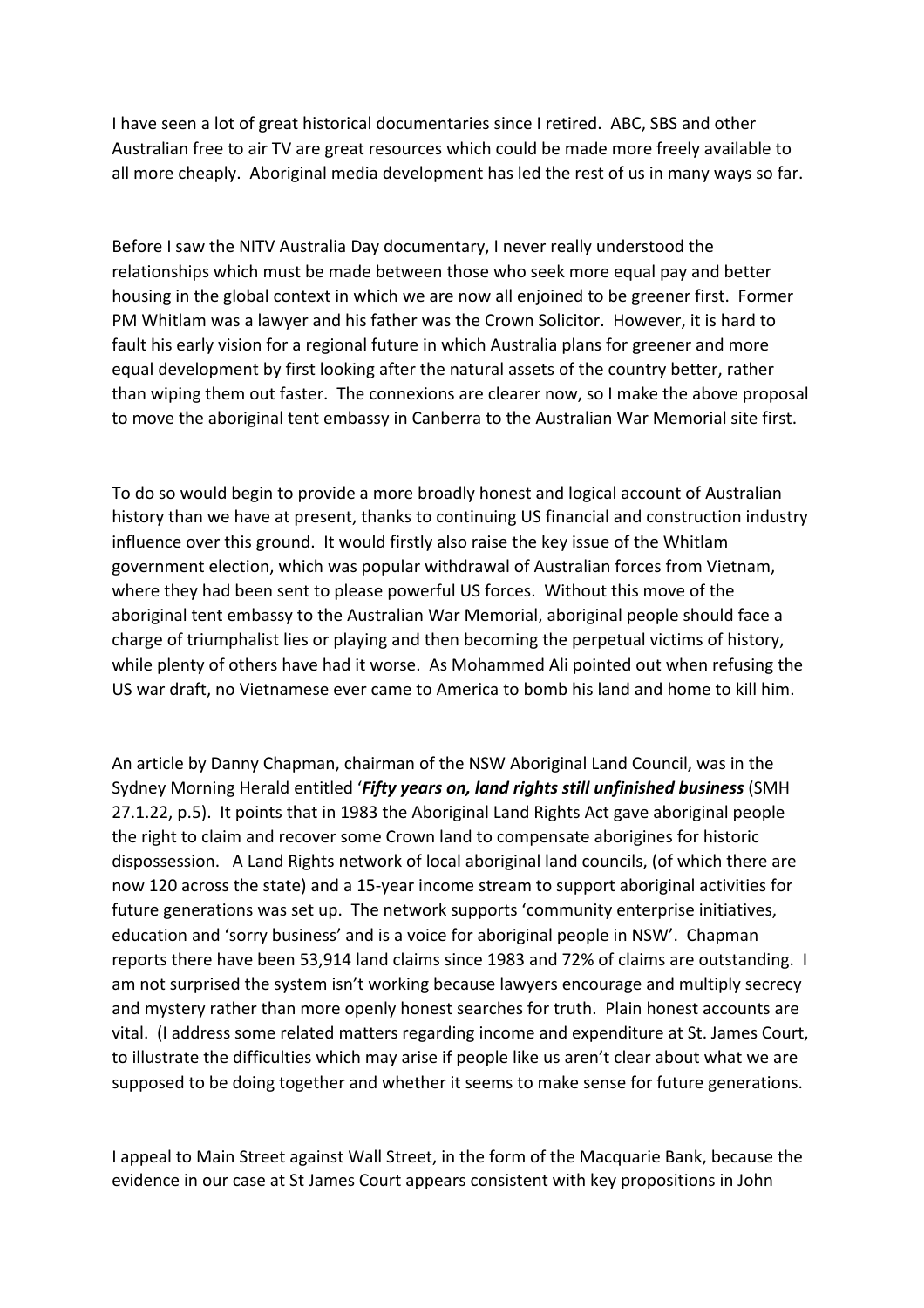I have seen a lot of great historical documentaries since I retired. ABC, SBS and other Australian free to air TV are great resources which could be made more freely available to all more cheaply. Aboriginal media development has led the rest of us in many ways so far.

Before I saw the NITV Australia Day documentary, I never really understood the relationships which must be made between those who seek more equal pay and better housing in the global context in which we are now all enjoined to be greener first. Former PM Whitlam was a lawyer and his father was the Crown Solicitor. However, it is hard to fault his early vision for a regional future in which Australia plans for greener and more equal development by first looking after the natural assets of the country better, rather than wiping them out faster. The connexions are clearer now, so I make the above proposal to move the aboriginal tent embassy in Canberra to the Australian War Memorial site first.

To do so would begin to provide a more broadly honest and logical account of Australian history than we have at present, thanks to continuing US financial and construction industry influence over this ground. It would firstly also raise the key issue of the Whitlam government election, which was popular withdrawal of Australian forces from Vietnam, where they had been sent to please powerful US forces. Without this move of the aboriginal tent embassy to the Australian War Memorial, aboriginal people should face a charge of triumphalist lies or playing and then becoming the perpetual victims of history, while plenty of others have had it worse. As Mohammed Ali pointed out when refusing the US war draft, no Vietnamese ever came to America to bomb his land and home to kill him.

An article by Danny Chapman, chairman of the NSW Aboriginal Land Council, was in the Sydney Morning Herald entitled '***Fifty years on, land rights still unfinished business*** (SMH 27.1.22, p.5). It points that in 1983 the Aboriginal Land Rights Act gave aboriginal people the right to claim and recover some Crown land to compensate aborigines for historic dispossession. A Land Rights network of local aboriginal land councils, (of which there are now 120 across the state) and a 15-year income stream to support aboriginal activities for future generations was set up. The network supports 'community enterprise initiatives, education and 'sorry business' and is a voice for aboriginal people in NSW'. Chapman reports there have been 53,914 land claims since 1983 and 72% of claims are outstanding. I am not surprised the system isn't working because lawyers encourage and multiply secrecy and mystery rather than more openly honest searches for truth. Plain honest accounts are vital. (I address some related matters regarding income and expenditure at St. James Court, to illustrate the difficulties which may arise if people like us aren't clear about what we are supposed to be doing together and whether it seems to make sense for future generations.

I appeal to Main Street against Wall Street, in the form of the Macquarie Bank, because the evidence in our case at St James Court appears consistent with key propositions in John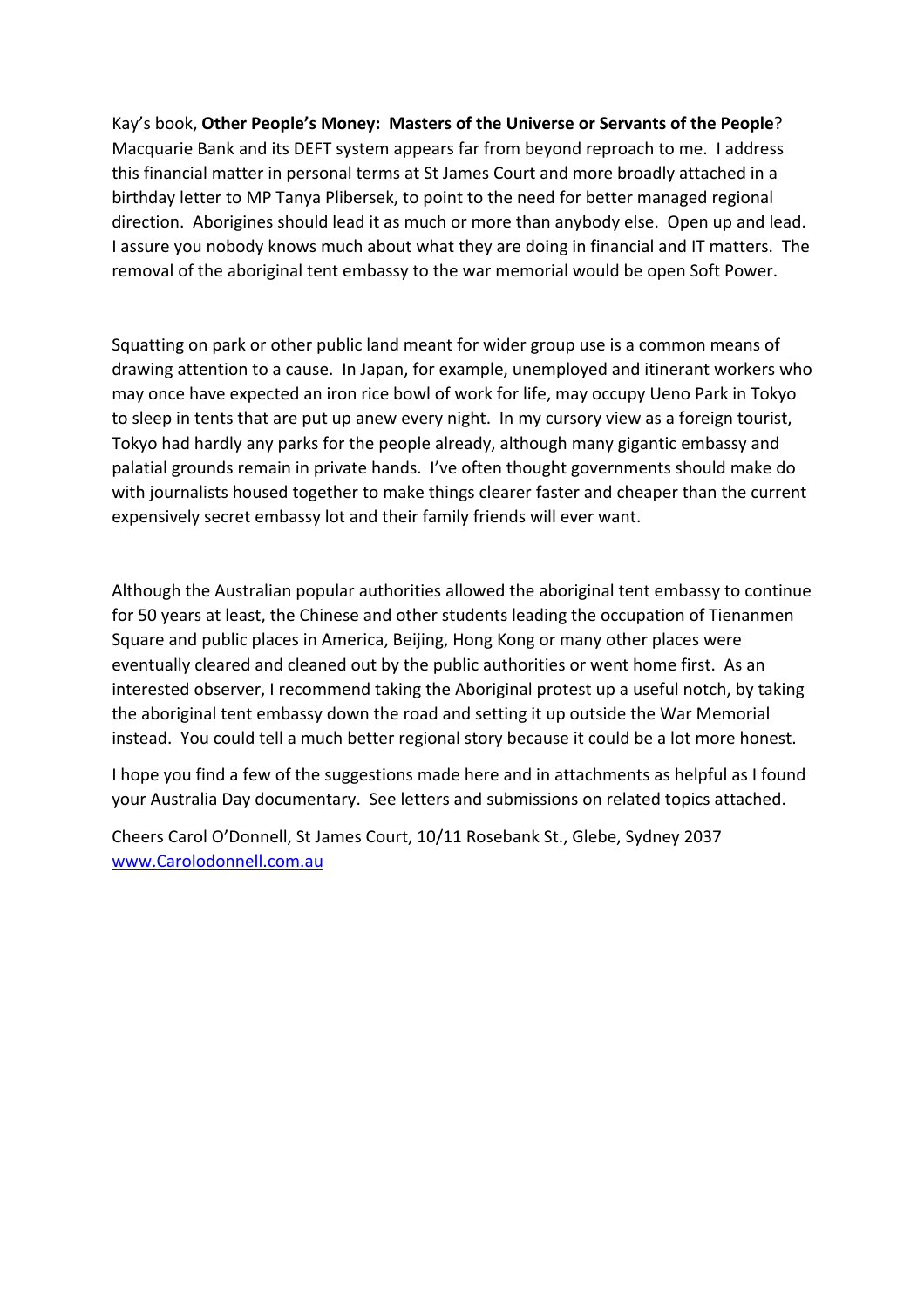Kay's book, **Other People's Money: Masters of the Universe or Servants of the People**? Macquarie Bank and its DEFT system appears far from beyond reproach to me. I address this financial matter in personal terms at St James Court and more broadly attached in a birthday letter to MP Tanya Plibersek, to point to the need for better managed regional direction. Aborigines should lead it as much or more than anybody else. Open up and lead. I assure you nobody knows much about what they are doing in financial and IT matters. The removal of the aboriginal tent embassy to the war memorial would be open Soft Power.

Squatting on park or other public land meant for wider group use is a common means of drawing attention to a cause. In Japan, for example, unemployed and itinerant workers who may once have expected an iron rice bowl of work for life, may occupy Ueno Park in Tokyo to sleep in tents that are put up anew every night. In my cursory view as a foreign tourist, Tokyo had hardly any parks for the people already, although many gigantic embassy and palatial grounds remain in private hands. I've often thought governments should make do with journalists housed together to make things clearer faster and cheaper than the current expensively secret embassy lot and their family friends will ever want.

Although the Australian popular authorities allowed the aboriginal tent embassy to continue for 50 years at least, the Chinese and other students leading the occupation of Tienanmen Square and public places in America, Beijing, Hong Kong or many other places were eventually cleared and cleaned out by the public authorities or went home first. As an interested observer, I recommend taking the Aboriginal protest up a useful notch, by taking the aboriginal tent embassy down the road and setting it up outside the War Memorial instead. You could tell a much better regional story because it could be a lot more honest.

I hope you find a few of the suggestions made here and in attachments as helpful as I found your Australia Day documentary. See letters and submissions on related topics attached.

Cheers Carol O'Donnell, St James Court, 10/11 Rosebank St., Glebe, Sydney 2037
[www.Carolodonnell.com.au](www.Carolodonnell.com.au)